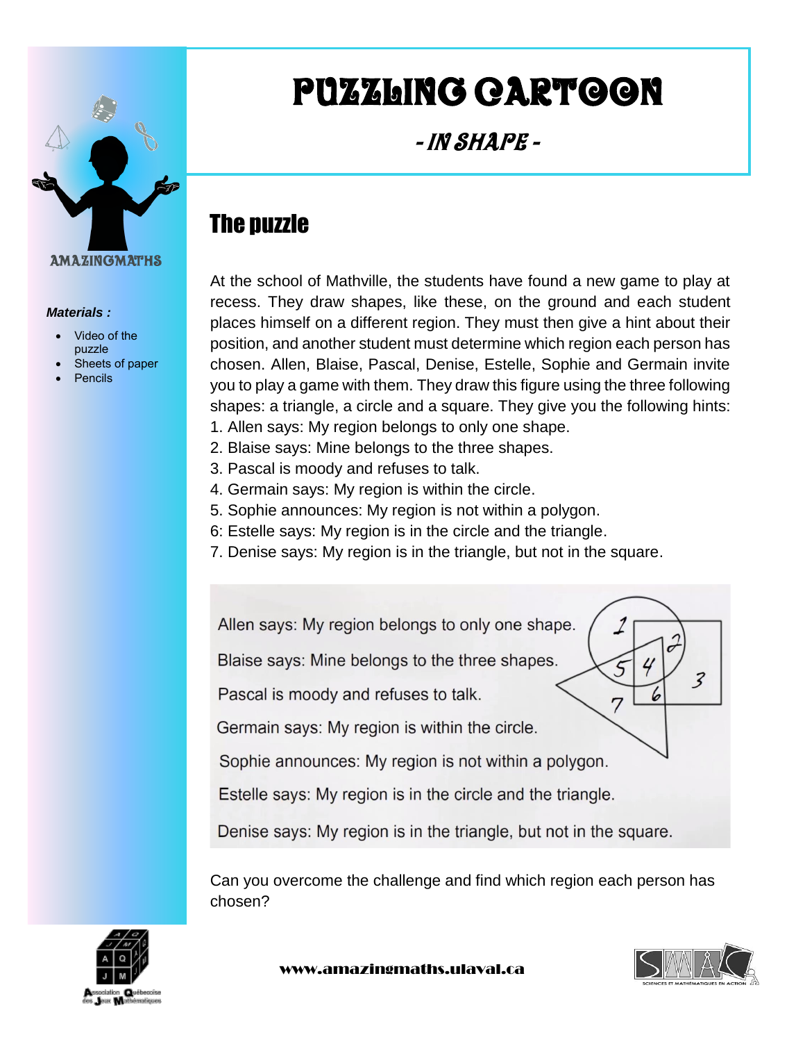# PUZZLING CARTOON

## - IN SHAPE -

AMAZINGMATHS

***Materials :***

- Video of the puzzle
- Sheets of paper
- Pencils

## The puzzle

At the school of Mathville, the students have found a new game to play at recess. They draw shapes, like these, on the ground and each student places himself on a different region. They must then give a hint about their position, and another student must determine which region each person has chosen. Allen, Blaise, Pascal, Denise, Estelle, Sophie and Germain invite you to play a game with them. They draw this figure using the three following shapes: a triangle, a circle and a square. They give you the following hints:

1. Allen says: My region belongs to only one shape.
2. Blaise says: Mine belongs to the three shapes.
3. Pascal is moody and refuses to talk.
4. Germain says: My region is within the circle.
5. Sophie announces: My region is not within a polygon.
6: Estelle says: My region is in the circle and the triangle.
7. Denise says: My region is in the triangle, but not in the square.

Allen says: My region belongs to only one shape.

Blaise says: Mine belongs to the three shapes.

Pascal is moody and refuses to talk.

Germain says: My region is within the circle.

Sophie announces: My region is not within a polygon.

Estelle says: My region is in the circle and the triangle.

Denise says: My region is in the triangle, but not in the square.

Can you overcome the challenge and find which region each person has chosen?

www.amazingmaths.ulaval.ca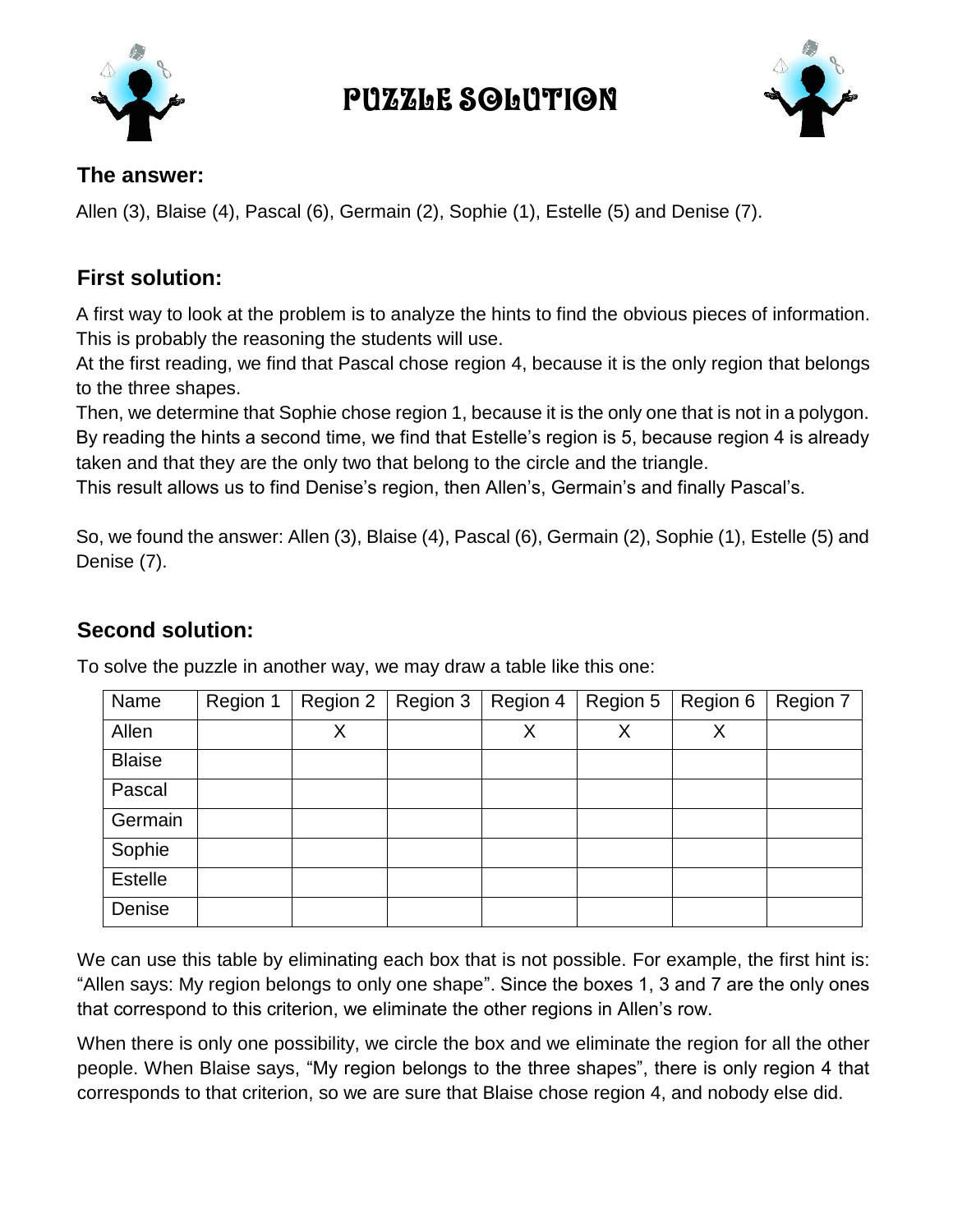# PUZZLE SOLUTION

## The answer:

Allen (3), Blaise (4), Pascal (6), Germain (2), Sophie (1), Estelle (5) and Denise (7).

## First solution:

A first way to look at the problem is to analyze the hints to find the obvious pieces of information. This is probably the reasoning the students will use.

At the first reading, we find that Pascal chose region 4, because it is the only region that belongs to the three shapes.

Then, we determine that Sophie chose region 1, because it is the only one that is not in a polygon. By reading the hints a second time, we find that Estelle's region is 5, because region 4 is already taken and that they are the only two that belong to the circle and the triangle.

This result allows us to find Denise's region, then Allen's, Germain's and finally Pascal's.

So, we found the answer: Allen (3), Blaise (4), Pascal (6), Germain (2), Sophie (1), Estelle (5) and Denise (7).

## Second solution:

To solve the puzzle in another way, we may draw a table like this one:

| Name | Region 1 | Region 2 | Region 3 | Region 4 | Region 5 | Region 6 | Region 7 |
|---|---|---|---|---|---|---|---|
| Allen | | X | | X | X | X | |
| Blaise | | | | | | | |
| Pascal | | | | | | | |
| Germain | | | | | | | |
| Sophie | | | | | | | |
| Estelle | | | | | | | |
| Denise | | | | | | | |

We can use this table by eliminating each box that is not possible. For example, the first hint is: "Allen says: My region belongs to only one shape". Since the boxes 1, 3 and 7 are the only ones that correspond to this criterion, we eliminate the other regions in Allen's row.

When there is only one possibility, we circle the box and we eliminate the region for all the other people. When Blaise says, "My region belongs to the three shapes", there is only region 4 that corresponds to that criterion, so we are sure that Blaise chose region 4, and nobody else did.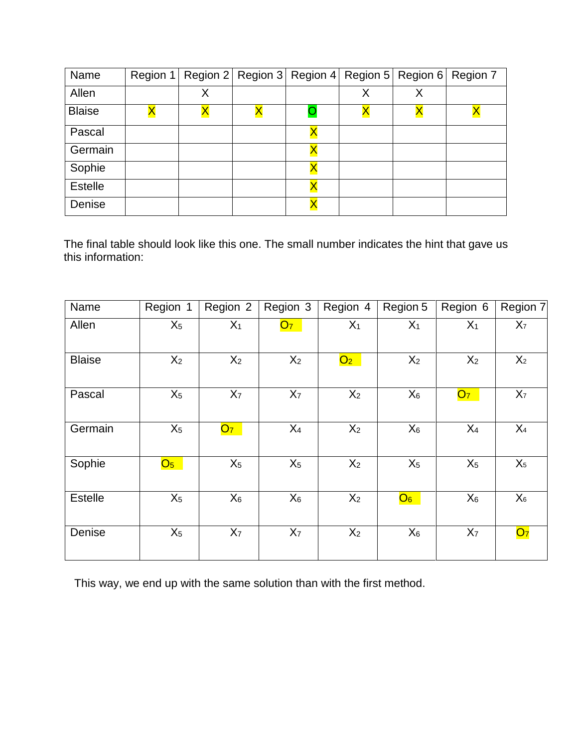| Name | Region 1 | Region 2 | Region 3 | Region 4 | Region 5 | Region 6 | Region 7 |
|---|---|---|---|---|---|---|---|
| Allen | | X | | | X | X | |
| Blaise | X | X | X | O | X | X | X |
| Pascal | | | | X | | | |
| Germain | | | | X | | | |
| Sophie | | | | X | | | |
| Estelle | | | | X | | | |
| Denise | | | | X | | | |

The final table should look like this one. The small number indicates the hint that gave us this information:

| Name | Region 1 | Region 2 | Region 3 | Region 4 | Region 5 | Region 6 | Region 7 |
|---|---|---|---|---|---|---|---|
| Allen | $X_5$ | $X_1$ | $O_7$ | $X_1$ | $X_1$ | $X_1$ | $X_7$ |
| Blaise | $X_2$ | $X_2$ | $X_2$ | $O_2$ | $X_2$ | $X_2$ | $X_2$ |
| Pascal | $X_5$ | $X_7$ | $X_7$ | $X_2$ | $X_6$ | $O_7$ | $X_7$ |
| Germain | $X_5$ | $O_7$ | $X_4$ | $X_2$ | $X_6$ | $X_4$ | $X_4$ |
| Sophie | $O_5$ | $X_5$ | $X_5$ | $X_2$ | $X_5$ | $X_5$ | $X_5$ |
| Estelle | $X_5$ | $X_6$ | $X_6$ | $X_2$ | $O_6$ | $X_6$ | $X_6$ |
| Denise | $X_5$ | $X_7$ | $X_7$ | $X_2$ | $X_6$ | $X_7$ | $O_7$ |

This way, we end up with the same solution than with the first method.